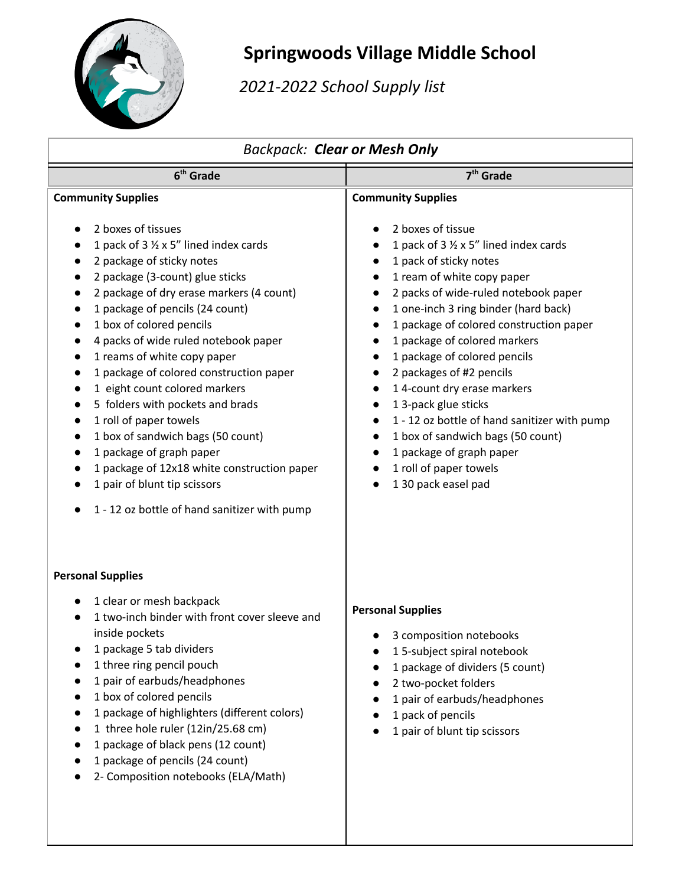# Springwoods Village Middle School

*2021-2022 School Supply list*

*Backpack: **Clear or Mesh Only***

## 6th Grade

**Community Supplies**

- 2 boxes of tissues
- 1 pack of 3 ½ x 5" lined index cards
- 2 package of sticky notes
- 2 package (3-count) glue sticks
- 2 package of dry erase markers (4 count)
- 1 package of pencils (24 count)
- 1 box of colored pencils
- 4 packs of wide ruled notebook paper
- 1 reams of white copy paper
- 1 package of colored construction paper
- 1 eight count colored markers
- 5 folders with pockets and brads
- 1 roll of paper towels
- 1 box of sandwich bags (50 count)
- 1 package of graph paper
- 1 package of 12x18 white construction paper
- 1 pair of blunt tip scissors
- 1 - 12 oz bottle of hand sanitizer with pump

**Personal Supplies**

- 1 clear or mesh backpack
- 1 two-inch binder with front cover sleeve and inside pockets
- 1 package 5 tab dividers
- 1 three ring pencil pouch
- 1 pair of earbuds/headphones
- 1 box of colored pencils
- 1 package of highlighters (different colors)
- 1 three hole ruler (12in/25.68 cm)
- 1 package of black pens (12 count)
- 1 package of pencils (24 count)
- 2- Composition notebooks (ELA/Math)

## 7th Grade

**Community Supplies**

- 2 boxes of tissue
- 1 pack of 3 ½ x 5" lined index cards
- 1 pack of sticky notes
- 1 ream of white copy paper
- 2 packs of wide-ruled notebook paper
- 1 one-inch 3 ring binder (hard back)
- 1 package of colored construction paper
- 1 package of colored markers
- 1 package of colored pencils
- 2 packages of #2 pencils
- 1 4-count dry erase markers
- 1 3-pack glue sticks
- 1 - 12 oz bottle of hand sanitizer with pump
- 1 box of sandwich bags (50 count)
- 1 package of graph paper
- 1 roll of paper towels
- 1 30 pack easel pad

**Personal Supplies**

- 3 composition notebooks
- 1 5-subject spiral notebook
- 1 package of dividers (5 count)
- 2 two-pocket folders
- 1 pair of earbuds/headphones
- 1 pack of pencils
- 1 pair of blunt tip scissors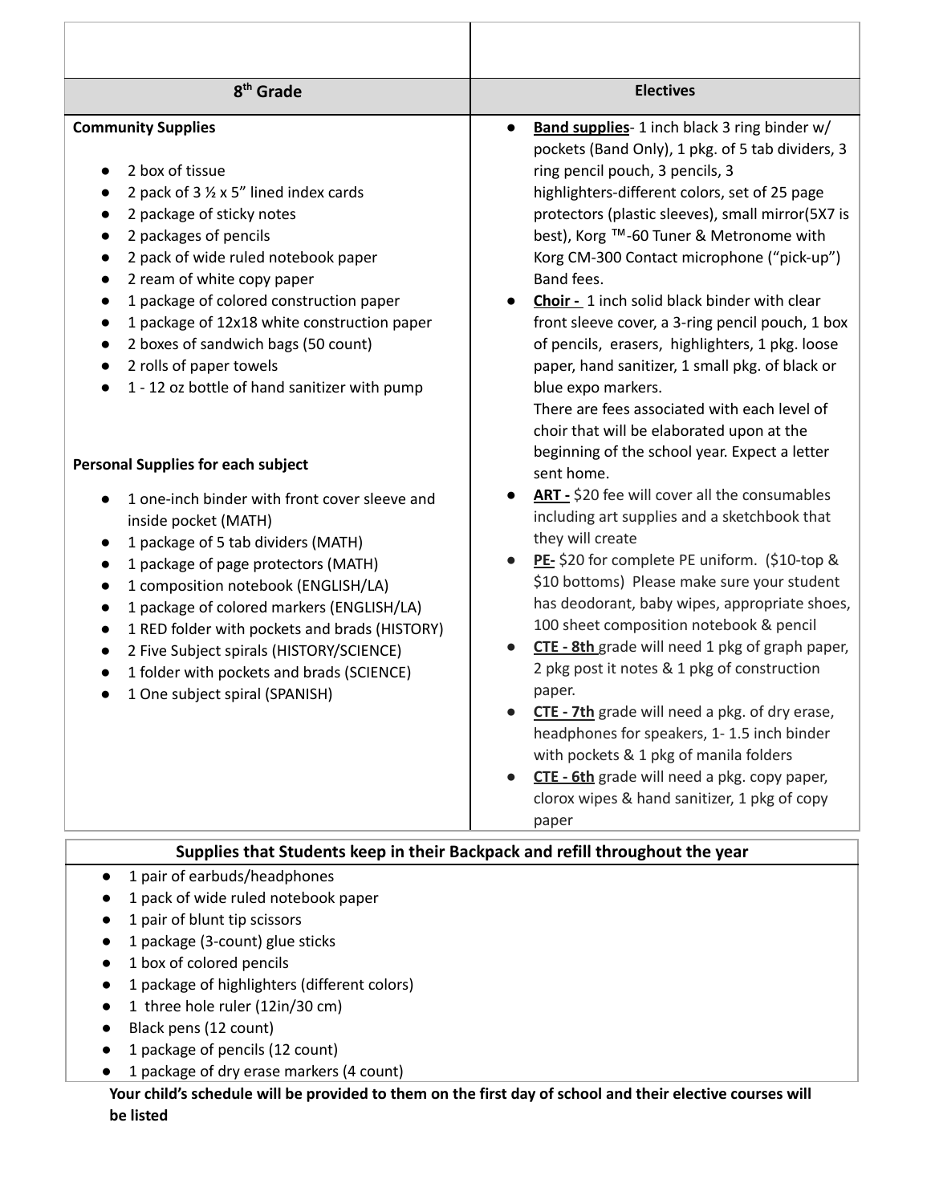| | |
|---|---|
| | |
| **8th Grade** | **Electives** |
| **Community Supplies**<br><br>● 2 box of tissue<br>● 2 pack of 3 ½ x 5" lined index cards<br>● 2 package of sticky notes<br>● 2 packages of pencils<br>● 2 pack of wide ruled notebook paper<br>● 2 ream of white copy paper<br>● 1 package of colored construction paper<br>● 1 package of 12x18 white construction paper<br>● 2 boxes of sandwich bags (50 count)<br>● 2 rolls of paper towels<br>● 1 - 12 oz bottle of hand sanitizer with pump<br><br>**Personal Supplies for each subject**<br><br>● 1 one-inch binder with front cover sleeve and inside pocket (MATH)<br>● 1 package of 5 tab dividers (MATH)<br>● 1 package of page protectors (MATH)<br>● 1 composition notebook (ENGLISH/LA)<br>● 1 package of colored markers (ENGLISH/LA)<br>● 1 RED folder with pockets and brads (HISTORY)<br>● 2 Five Subject spirals (HISTORY/SCIENCE)<br>● 1 folder with pockets and brads (SCIENCE)<br>● 1 One subject spiral (SPANISH) | ● **Band supplies**- 1 inch black 3 ring binder w/ pockets (Band Only), 1 pkg. of 5 tab dividers, 3 ring pencil pouch, 3 pencils, 3 highlighters-different colors, set of 25 page protectors (plastic sleeves), small mirror(5X7 is best), Korg ™-60 Tuner & Metronome with Korg CM-300 Contact microphone ("pick-up") Band fees.<br>● **Choir -** 1 inch solid black binder with clear front sleeve cover, a 3-ring pencil pouch, 1 box of pencils, erasers, highlighters, 1 pkg. loose paper, hand sanitizer, 1 small pkg. of black or blue expo markers.<br>There are fees associated with each level of choir that will be elaborated upon at the beginning of the school year. Expect a letter sent home.<br>● **ART -** $20 fee will cover all the consumables including art supplies and a sketchbook that they will create<br>● **PE-** $20 for complete PE uniform. ($10-top & $10 bottoms) Please make sure your student has deodorant, baby wipes, appropriate shoes, 100 sheet composition notebook & pencil<br>● **CTE - 8th** grade will need 1 pkg of graph paper, 2 pkg post it notes & 1 pkg of construction paper.<br>● **CTE - 7th** grade will need a pkg. of dry erase, headphones for speakers, 1- 1.5 inch binder with pockets & 1 pkg of manila folders<br>● **CTE - 6th** grade will need a pkg. copy paper, clorox wipes & hand sanitizer, 1 pkg of copy paper |

| **Supplies that Students keep in their Backpack and refill throughout the year** |
|---|
| ● 1 pair of earbuds/headphones<br>● 1 pack of wide ruled notebook paper<br>● 1 pair of blunt tip scissors<br>● 1 package (3-count) glue sticks<br>● 1 box of colored pencils<br>● 1 package of highlighters (different colors)<br>● 1 three hole ruler (12in/30 cm)<br>● Black pens (12 count)<br>● 1 package of pencils (12 count)<br>● 1 package of dry erase markers (4 count) |

**Your child's schedule will be provided to them on the first day of school and their elective courses will be listed**